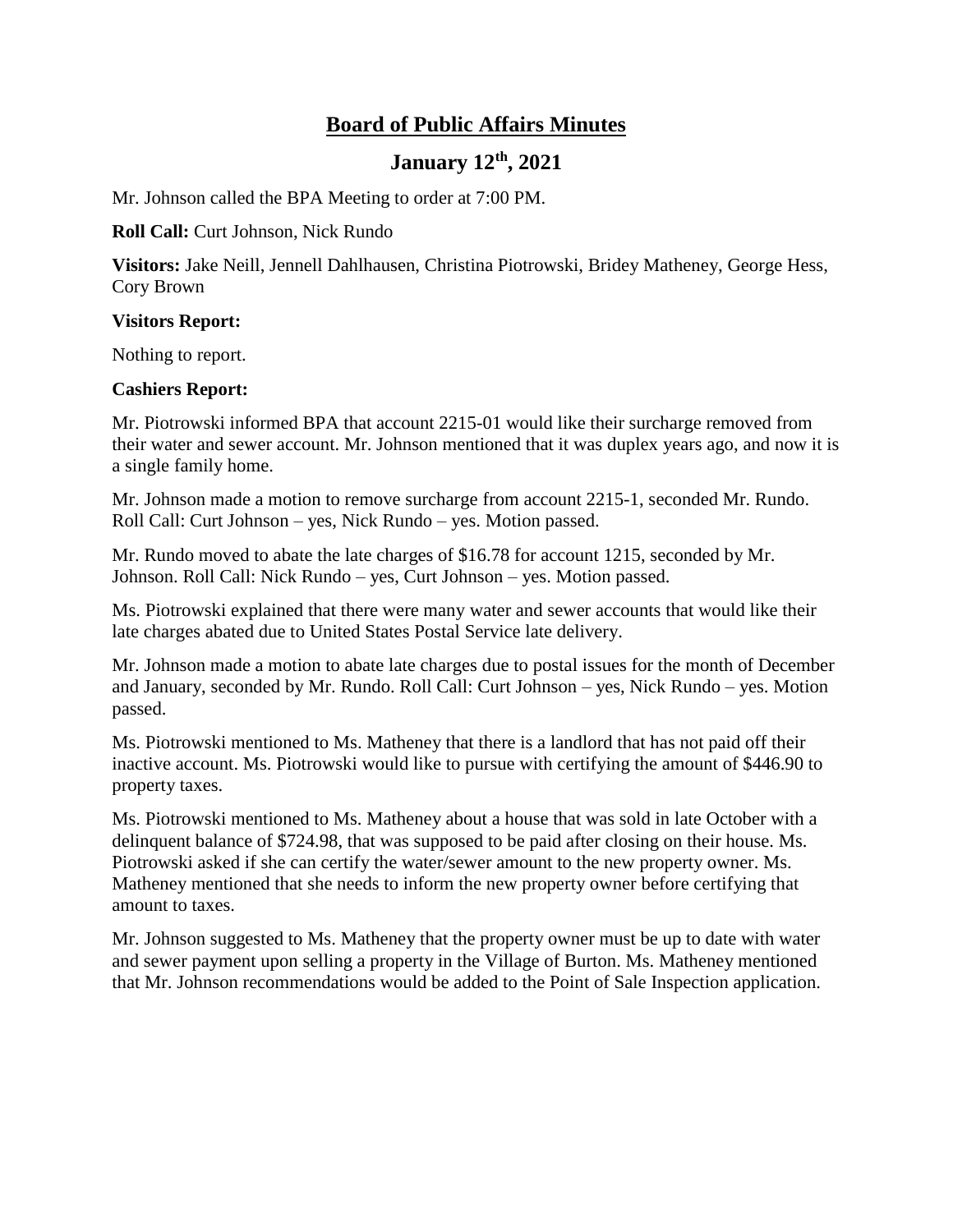# Board of Public Affairs Minutes

## January 12th, 2021

Mr. Johnson called the BPA Meeting to order at 7:00 PM.

**Roll Call:** Curt Johnson, Nick Rundo

**Visitors:** Jake Neill, Jennell Dahlhausen, Christina Piotrowski, Bridey Matheney, George Hess, Cory Brown

**Visitors Report:**

Nothing to report.

**Cashiers Report:**

Mr. Piotrowski informed BPA that account 2215-01 would like their surcharge removed from their water and sewer account. Mr. Johnson mentioned that it was duplex years ago, and now it is a single family home.

Mr. Johnson made a motion to remove surcharge from account 2215-1, seconded Mr. Rundo. Roll Call: Curt Johnson – yes, Nick Rundo – yes. Motion passed.

Mr. Rundo moved to abate the late charges of $16.78 for account 1215, seconded by Mr. Johnson. Roll Call: Nick Rundo – yes, Curt Johnson – yes. Motion passed.

Ms. Piotrowski explained that there were many water and sewer accounts that would like their late charges abated due to United States Postal Service late delivery.

Mr. Johnson made a motion to abate late charges due to postal issues for the month of December and January, seconded by Mr. Rundo. Roll Call: Curt Johnson – yes, Nick Rundo – yes. Motion passed.

Ms. Piotrowski mentioned to Ms. Matheney that there is a landlord that has not paid off their inactive account. Ms. Piotrowski would like to pursue with certifying the amount of $446.90 to property taxes.

Ms. Piotrowski mentioned to Ms. Matheney about a house that was sold in late October with a delinquent balance of $724.98, that was supposed to be paid after closing on their house. Ms. Piotrowski asked if she can certify the water/sewer amount to the new property owner. Ms. Matheney mentioned that she needs to inform the new property owner before certifying that amount to taxes.

Mr. Johnson suggested to Ms. Matheney that the property owner must be up to date with water and sewer payment upon selling a property in the Village of Burton. Ms. Matheney mentioned that Mr. Johnson recommendations would be added to the Point of Sale Inspection application.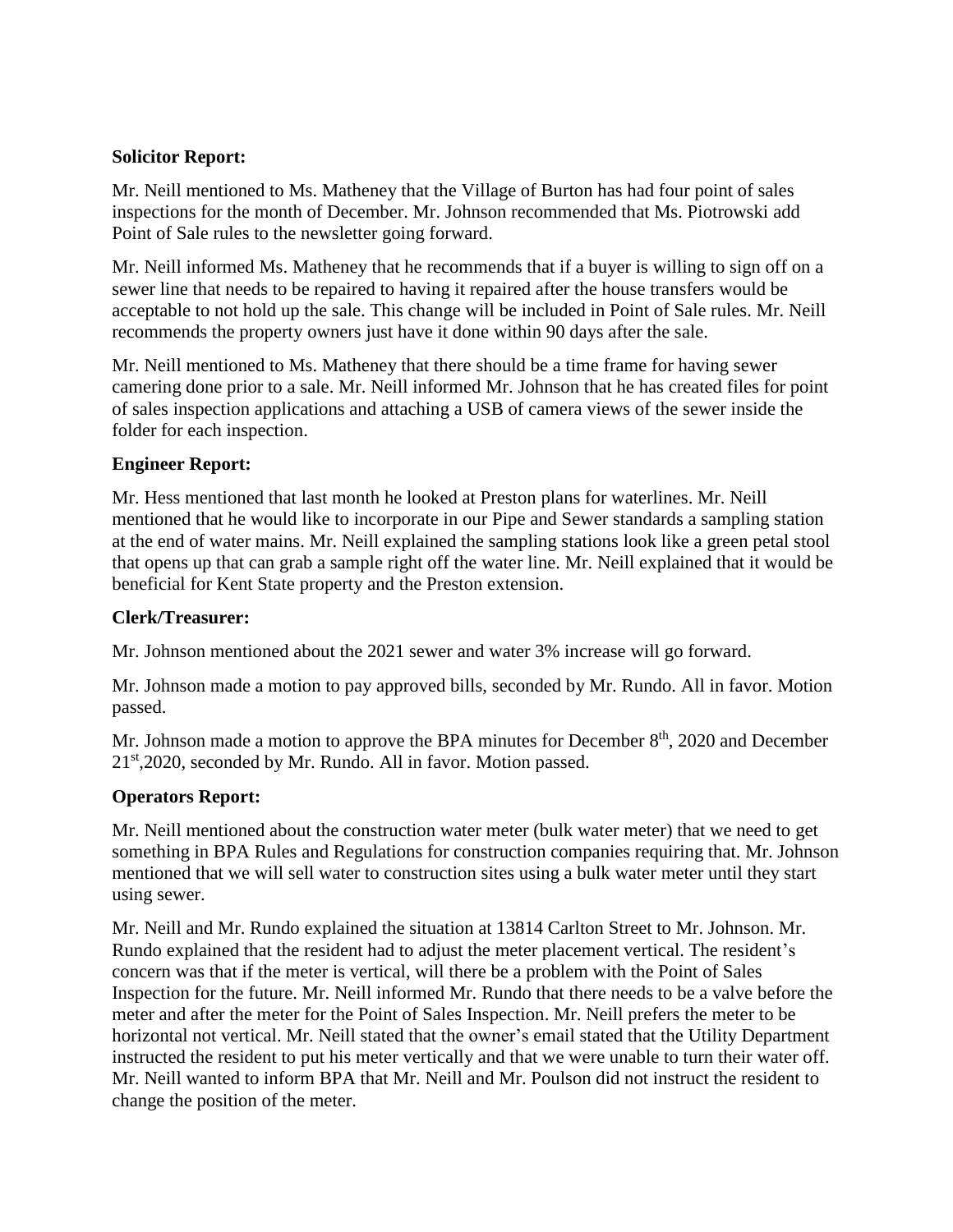**Solicitor Report:**

Mr. Neill mentioned to Ms. Matheney that the Village of Burton has had four point of sales inspections for the month of December. Mr. Johnson recommended that Ms. Piotrowski add Point of Sale rules to the newsletter going forward.

Mr. Neill informed Ms. Matheney that he recommends that if a buyer is willing to sign off on a sewer line that needs to be repaired to having it repaired after the house transfers would be acceptable to not hold up the sale. This change will be included in Point of Sale rules. Mr. Neill recommends the property owners just have it done within 90 days after the sale.

Mr. Neill mentioned to Ms. Matheney that there should be a time frame for having sewer camering done prior to a sale. Mr. Neill informed Mr. Johnson that he has created files for point of sales inspection applications and attaching a USB of camera views of the sewer inside the folder for each inspection.

**Engineer Report:**

Mr. Hess mentioned that last month he looked at Preston plans for waterlines. Mr. Neill mentioned that he would like to incorporate in our Pipe and Sewer standards a sampling station at the end of water mains. Mr. Neill explained the sampling stations look like a green petal stool that opens up that can grab a sample right off the water line. Mr. Neill explained that it would be beneficial for Kent State property and the Preston extension.

**Clerk/Treasurer:**

Mr. Johnson mentioned about the 2021 sewer and water 3% increase will go forward.

Mr. Johnson made a motion to pay approved bills, seconded by Mr. Rundo. All in favor. Motion passed.

Mr. Johnson made a motion to approve the BPA minutes for December 8th, 2020 and December 21st,2020, seconded by Mr. Rundo. All in favor. Motion passed.

**Operators Report:**

Mr. Neill mentioned about the construction water meter (bulk water meter) that we need to get something in BPA Rules and Regulations for construction companies requiring that. Mr. Johnson mentioned that we will sell water to construction sites using a bulk water meter until they start using sewer.

Mr. Neill and Mr. Rundo explained the situation at 13814 Carlton Street to Mr. Johnson. Mr. Rundo explained that the resident had to adjust the meter placement vertical. The resident's concern was that if the meter is vertical, will there be a problem with the Point of Sales Inspection for the future. Mr. Neill informed Mr. Rundo that there needs to be a valve before the meter and after the meter for the Point of Sales Inspection. Mr. Neill prefers the meter to be horizontal not vertical. Mr. Neill stated that the owner's email stated that the Utility Department instructed the resident to put his meter vertically and that we were unable to turn their water off. Mr. Neill wanted to inform BPA that Mr. Neill and Mr. Poulson did not instruct the resident to change the position of the meter.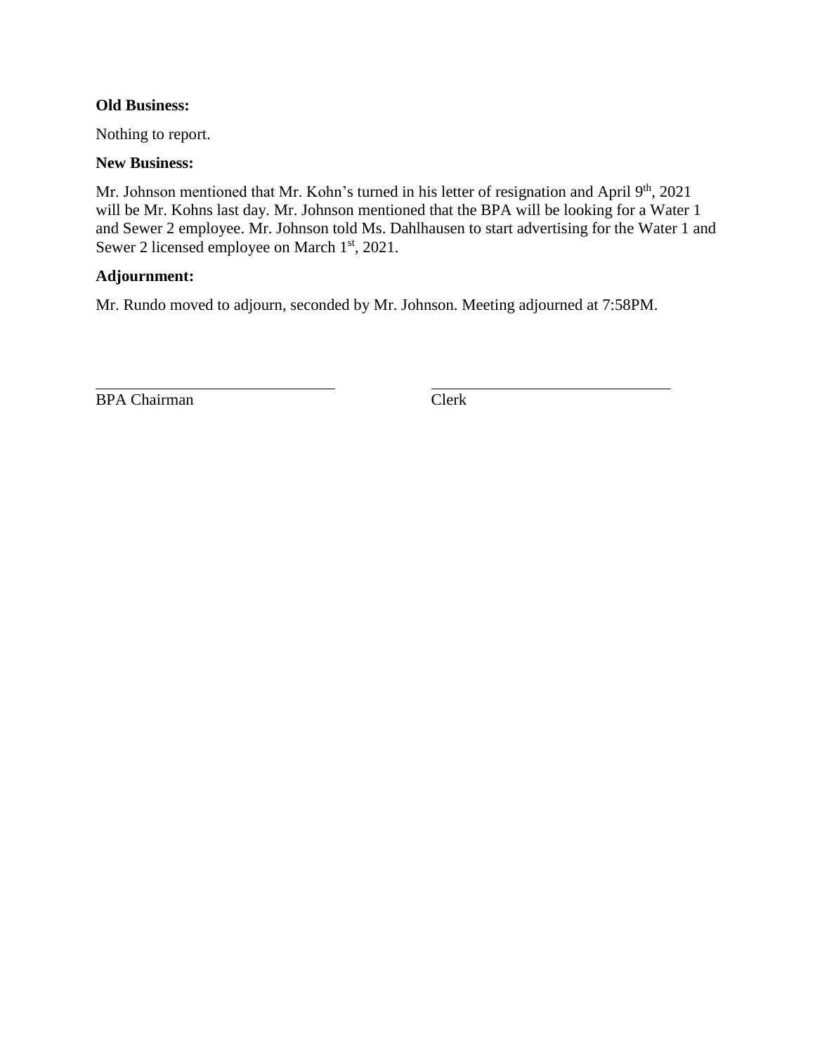**Old Business:**

Nothing to report.

**New Business:**

Mr. Johnson mentioned that Mr. Kohn's turned in his letter of resignation and April 9th, 2021 will be Mr. Kohns last day. Mr. Johnson mentioned that the BPA will be looking for a Water 1 and Sewer 2 employee. Mr. Johnson told Ms. Dahlhausen to start advertising for the Water 1 and Sewer 2 licensed employee on March 1st, 2021.

**Adjournment:**

Mr. Rundo moved to adjourn, seconded by Mr. Johnson. Meeting adjourned at 7:58PM.

BPA Chairman

Clerk